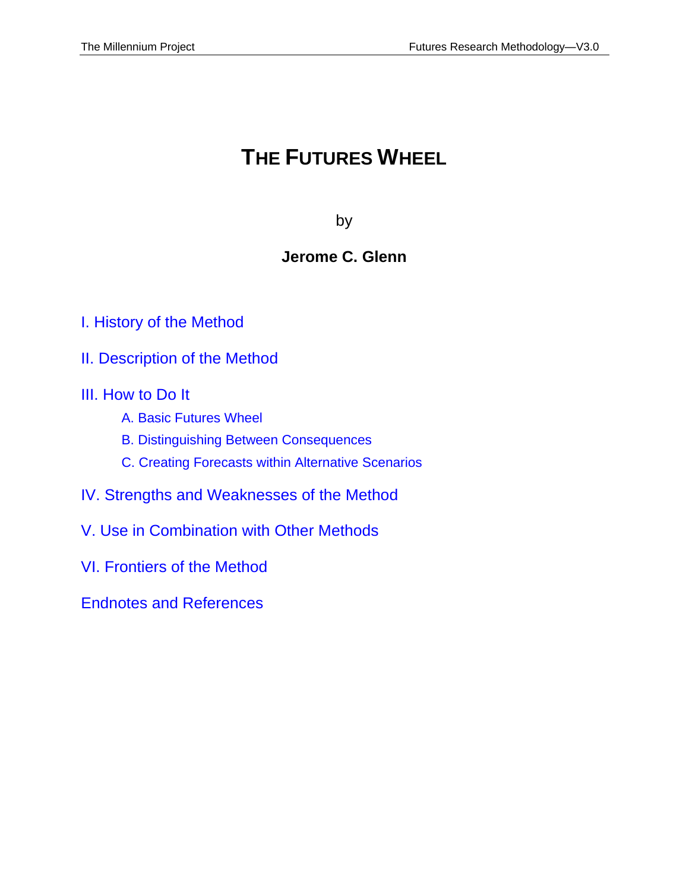# THE FUTURES WHEEL

by

**Jerome C. Glenn**

I. History of the Method

II. Description of the Method

III. How to Do It

- A. Basic Futures Wheel
- B. Distinguishing Between Consequences
- C. Creating Forecasts within Alternative Scenarios

IV. Strengths and Weaknesses of the Method

V. Use in Combination with Other Methods

VI. Frontiers of the Method

Endnotes and References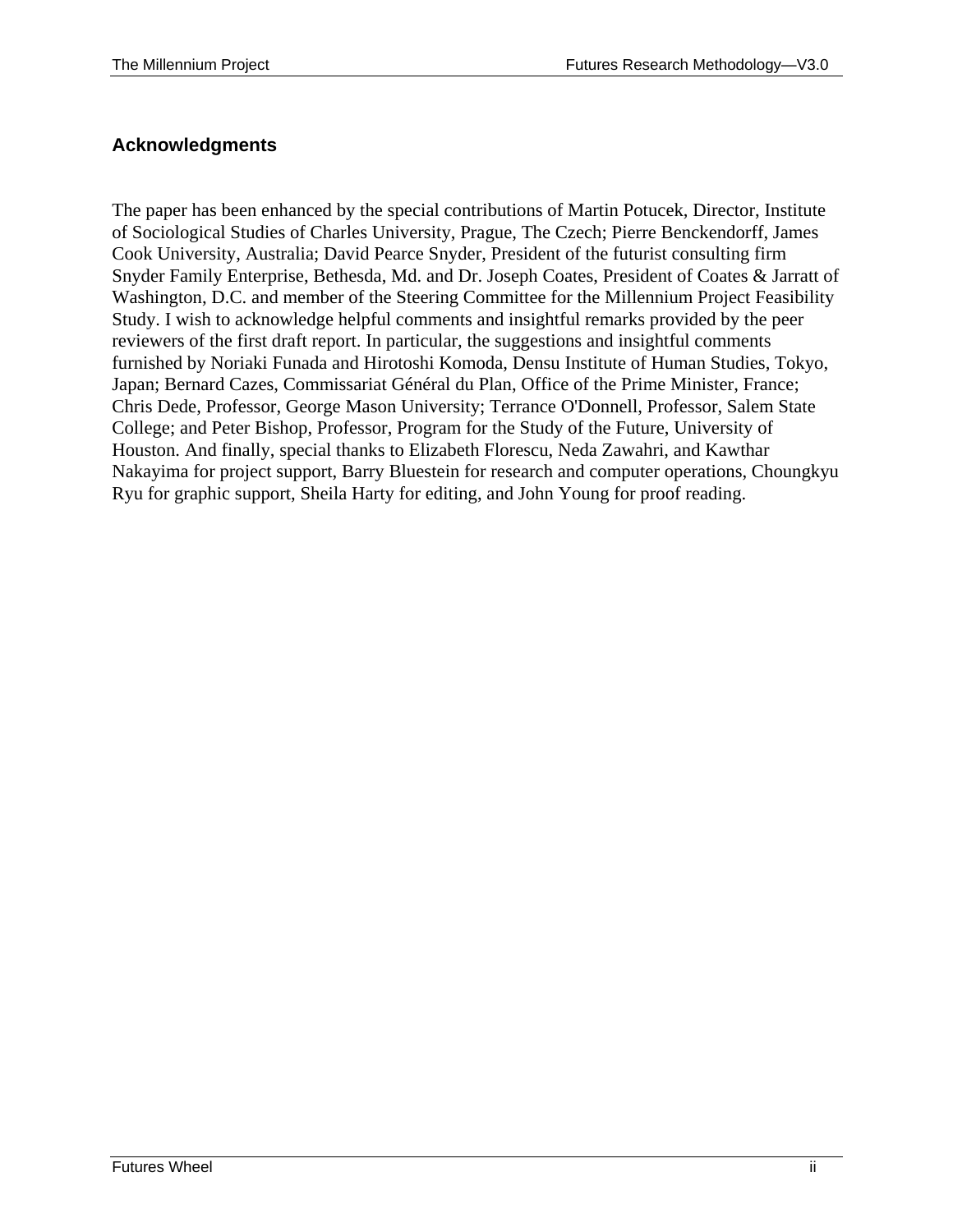## Acknowledgments

The paper has been enhanced by the special contributions of Martin Potucek, Director, Institute of Sociological Studies of Charles University, Prague, The Czech; Pierre Benckendorff, James Cook University, Australia; David Pearce Snyder, President of the futurist consulting firm Snyder Family Enterprise, Bethesda, Md. and Dr. Joseph Coates, President of Coates & Jarratt of Washington, D.C. and member of the Steering Committee for the Millennium Project Feasibility Study. I wish to acknowledge helpful comments and insightful remarks provided by the peer reviewers of the first draft report. In particular, the suggestions and insightful comments furnished by Noriaki Funada and Hirotoshi Komoda, Densu Institute of Human Studies, Tokyo, Japan; Bernard Cazes, Commissariat Général du Plan, Office of the Prime Minister, France; Chris Dede, Professor, George Mason University; Terrance O'Donnell, Professor, Salem State College; and Peter Bishop, Professor, Program for the Study of the Future, University of Houston. And finally, special thanks to Elizabeth Florescu, Neda Zawahri, and Kawthar Nakayima for project support, Barry Bluestein for research and computer operations, Choungkyu Ryu for graphic support, Sheila Harty for editing, and John Young for proof reading.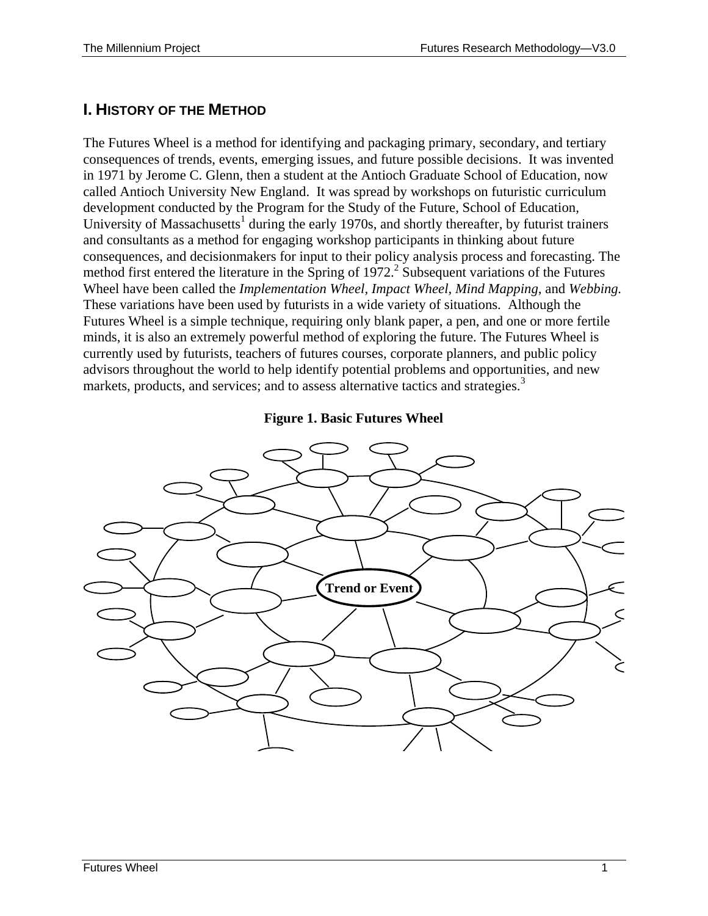## I. History of the Method

The Futures Wheel is a method for identifying and packaging primary, secondary, and tertiary consequences of trends, events, emerging issues, and future possible decisions. It was invented in 1971 by Jerome C. Glenn, then a student at the Antioch Graduate School of Education, now called Antioch University New England. It was spread by workshops on futuristic curriculum development conducted by the Program for the Study of the Future, School of Education, University of Massachusetts[1] during the early 1970s, and shortly thereafter, by futurist trainers and consultants as a method for engaging workshop participants in thinking about future consequences, and decisionmakers for input to their policy analysis process and forecasting. The method first entered the literature in the Spring of 1972.[2] Subsequent variations of the Futures Wheel have been called the *Implementation Wheel*, *Impact Wheel*, *Mind Mapping*, and *Webbing*. These variations have been used by futurists in a wide variety of situations. Although the Futures Wheel is a simple technique, requiring only blank paper, a pen, and one or more fertile minds, it is also an extremely powerful method of exploring the future. The Futures Wheel is currently used by futurists, teachers of futures courses, corporate planners, and public policy advisors throughout the world to help identify potential problems and opportunities, and new markets, products, and services; and to assess alternative tactics and strategies.[3]

**Figure 1. Basic Futures Wheel**

Trend or Event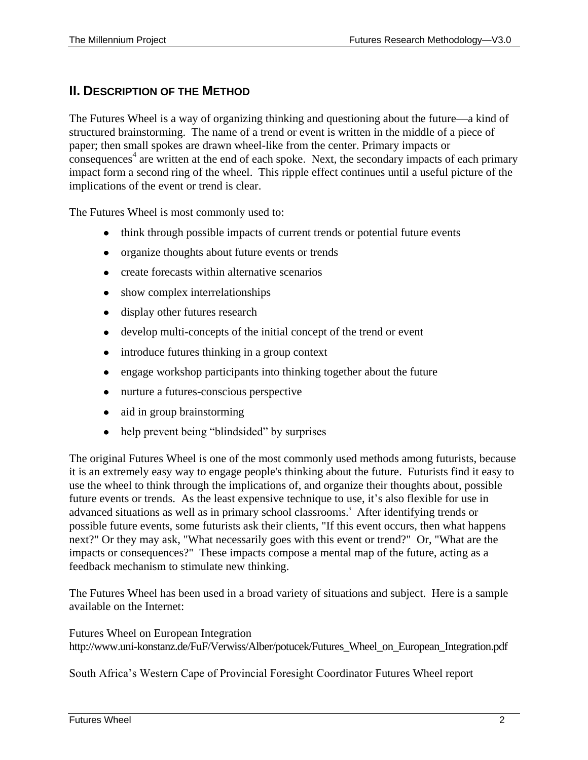## II. Description of the Method

The Futures Wheel is a way of organizing thinking and questioning about the future—a kind of structured brainstorming. The name of a trend or event is written in the middle of a piece of paper; then small spokes are drawn wheel-like from the center. Primary impacts or consequences[4] are written at the end of each spoke. Next, the secondary impacts of each primary impact form a second ring of the wheel. This ripple effect continues until a useful picture of the implications of the event or trend is clear.

The Futures Wheel is most commonly used to:

- think through possible impacts of current trends or potential future events
- organize thoughts about future events or trends
- create forecasts within alternative scenarios
- show complex interrelationships
- display other futures research
- develop multi-concepts of the initial concept of the trend or event
- introduce futures thinking in a group context
- engage workshop participants into thinking together about the future
- nurture a futures-conscious perspective
- aid in group brainstorming
- help prevent being "blindsided" by surprises

The original Futures Wheel is one of the most commonly used methods among futurists, because it is an extremely easy way to engage people's thinking about the future. Futurists find it easy to use the wheel to think through the implications of, and organize their thoughts about, possible future events or trends. As the least expensive technique to use, it's also flexible for use in advanced situations as well as in primary school classrooms.[5] After identifying trends or possible future events, some futurists ask their clients, "If this event occurs, then what happens next?" Or they may ask, "What necessarily goes with this event or trend?" Or, "What are the impacts or consequences?" These impacts compose a mental map of the future, acting as a feedback mechanism to stimulate new thinking.

The Futures Wheel has been used in a broad variety of situations and subject. Here is a sample available on the Internet:

Futures Wheel on European Integration
http://www.uni-konstanz.de/FuF/Verwiss/Alber/potucek/Futures_Wheel_on_European_Integration.pdf

South Africa's Western Cape of Provincial Foresight Coordinator Futures Wheel report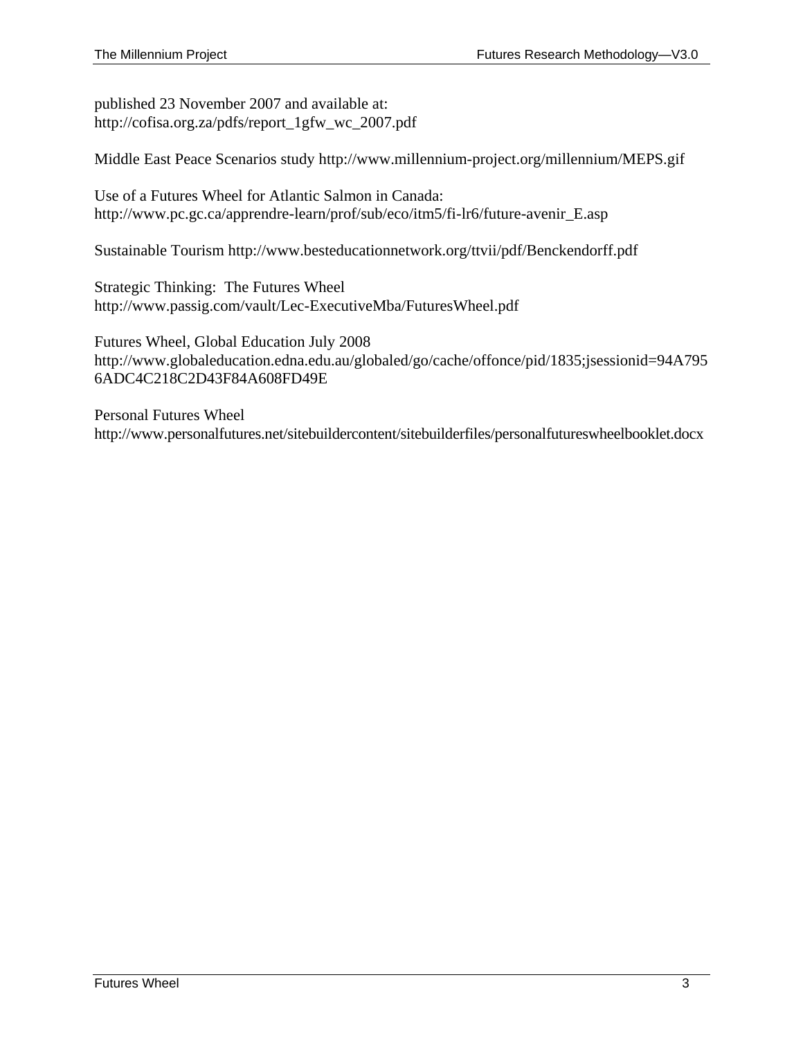published 23 November 2007 and available at:
http://cofisa.org.za/pdfs/report_1gfw_wc_2007.pdf

Middle East Peace Scenarios study http://www.millennium-project.org/millennium/MEPS.gif

Use of a Futures Wheel for Atlantic Salmon in Canada:
http://www.pc.gc.ca/apprendre-learn/prof/sub/eco/itm5/fi-lr6/future-avenir_E.asp

Sustainable Tourism http://www.besteducationnetwork.org/ttvii/pdf/Benckendorff.pdf

Strategic Thinking: The Futures Wheel
http://www.passig.com/vault/Lec-ExecutiveMba/FuturesWheel.pdf

Futures Wheel, Global Education July 2008
http://www.globaleducation.edna.edu.au/globaled/go/cache/offonce/pid/1835;jsessionid=94A7956ADC4C218C2D43F84A608FD49E

Personal Futures Wheel
http://www.personalfutures.net/sitebuildercontent/sitebuilderfiles/personalfutureswheelbooklet.docx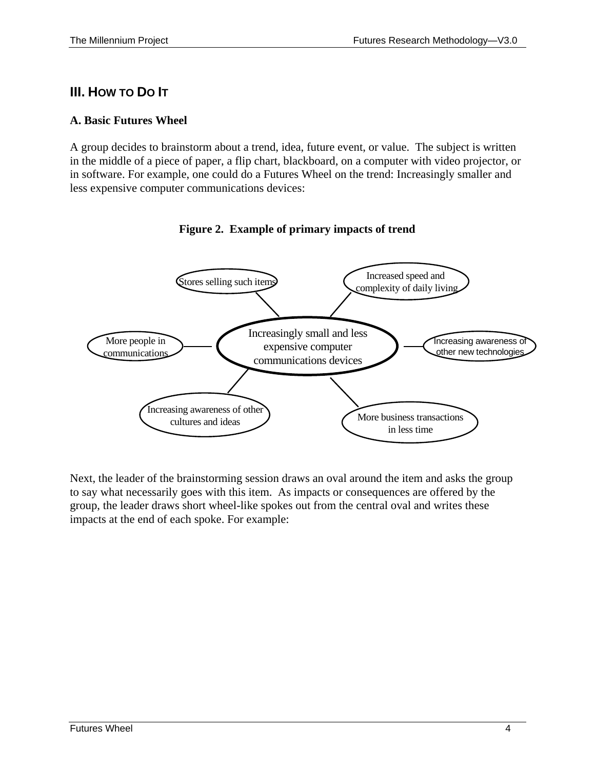## III. How to Do It

### A. Basic Futures Wheel

A group decides to brainstorm about a trend, idea, future event, or value. The subject is written in the middle of a piece of paper, a flip chart, blackboard, on a computer with video projector, or in software. For example, one could do a Futures Wheel on the trend: Increasingly smaller and less expensive computer communications devices:

**Figure 2. Example of primary impacts of trend**

Increasingly small and less expensive computer communications devices

Stores selling such items

Increased speed and complexity of daily living

More people in communications

Increasing awareness of other new technologies

Increasing awareness of other cultures and ideas

More business transactions in less time

Next, the leader of the brainstorming session draws an oval around the item and asks the group to say what necessarily goes with this item. As impacts or consequences are offered by the group, the leader draws short wheel-like spokes out from the central oval and writes these impacts at the end of each spoke. For example: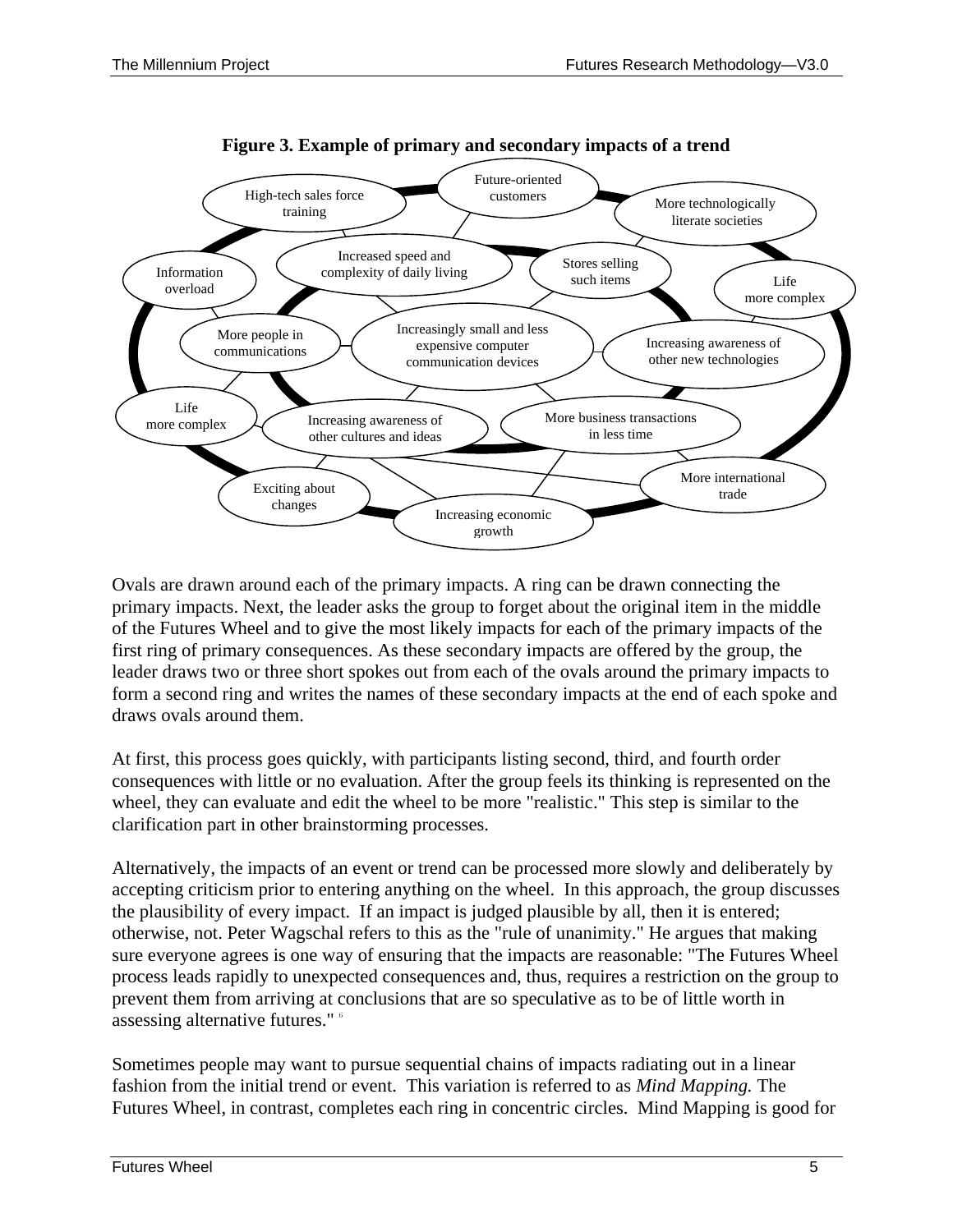**Figure 3. Example of primary and secondary impacts of a trend**

Future-oriented customers

High-tech sales force training

More technologically literate societies

Increased speed and complexity of daily living

Stores selling such items

Information overload

Life more complex

Increasingly small and less expensive computer communication devices

More people in communications

Increasing awareness of other new technologies

Life more complex

Increasing awareness of other cultures and ideas

More business transactions in less time

More international trade

Exciting about changes

Increasing economic growth

Ovals are drawn around each of the primary impacts. A ring can be drawn connecting the primary impacts. Next, the leader asks the group to forget about the original item in the middle of the Futures Wheel and to give the most likely impacts for each of the primary impacts of the first ring of primary consequences. As these secondary impacts are offered by the group, the leader draws two or three short spokes out from each of the ovals around the primary impacts to form a second ring and writes the names of these secondary impacts at the end of each spoke and draws ovals around them.

At first, this process goes quickly, with participants listing second, third, and fourth order consequences with little or no evaluation. After the group feels its thinking is represented on the wheel, they can evaluate and edit the wheel to be more "realistic." This step is similar to the clarification part in other brainstorming processes.

Alternatively, the impacts of an event or trend can be processed more slowly and deliberately by accepting criticism prior to entering anything on the wheel. In this approach, the group discusses the plausibility of every impact. If an impact is judged plausible by all, then it is entered; otherwise, not. Peter Wagschal refers to this as the "rule of unanimity." He argues that making sure everyone agrees is one way of ensuring that the impacts are reasonable: "The Futures Wheel process leads rapidly to unexpected consequences and, thus, requires a restriction on the group to prevent them from arriving at conclusions that are so speculative as to be of little worth in assessing alternative futures." [6]

Sometimes people may want to pursue sequential chains of impacts radiating out in a linear fashion from the initial trend or event. This variation is referred to as *Mind Mapping.* The Futures Wheel, in contrast, completes each ring in concentric circles. Mind Mapping is good for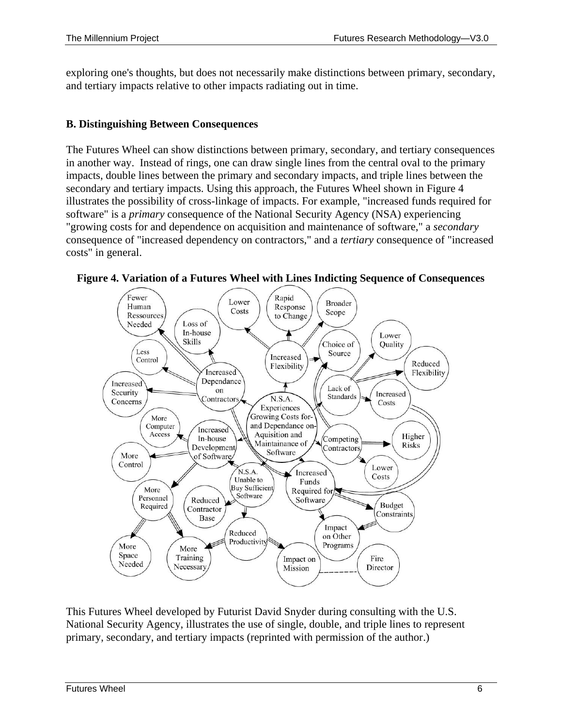exploring one's thoughts, but does not necessarily make distinctions between primary, secondary, and tertiary impacts relative to other impacts radiating out in time.

### B. Distinguishing Between Consequences

The Futures Wheel can show distinctions between primary, secondary, and tertiary consequences in another way. Instead of rings, one can draw single lines from the central oval to the primary impacts, double lines between the primary and secondary impacts, and triple lines between the secondary and tertiary impacts. Using this approach, the Futures Wheel shown in Figure 4 illustrates the possibility of cross-linkage of impacts. For example, "increased funds required for software" is a *primary* consequence of the National Security Agency (NSA) experiencing "growing costs for and dependence on acquisition and maintenance of software," a *secondary* consequence of "increased dependency on contractors," and a *tertiary* consequence of "increased costs" in general.

**Figure 4. Variation of a Futures Wheel with Lines Indicting Sequence of Consequences**

This Futures Wheel developed by Futurist David Snyder during consulting with the U.S. National Security Agency, illustrates the use of single, double, and triple lines to represent primary, secondary, and tertiary impacts (reprinted with permission of the author.)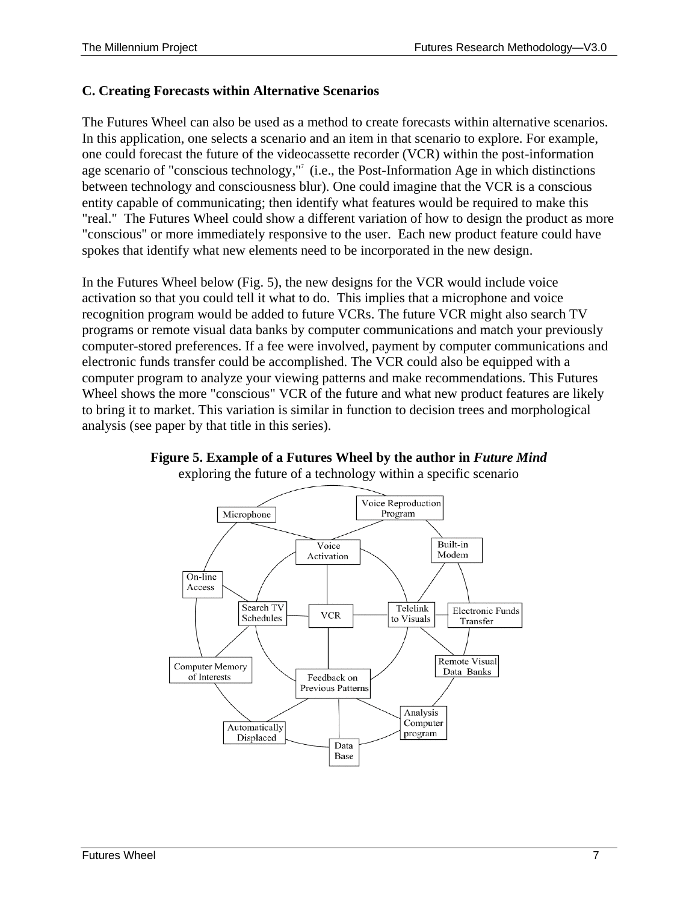### C. Creating Forecasts within Alternative Scenarios

The Futures Wheel can also be used as a method to create forecasts within alternative scenarios. In this application, one selects a scenario and an item in that scenario to explore. For example, one could forecast the future of the videocassette recorder (VCR) within the post-information age scenario of "conscious technology,"[7] (i.e., the Post-Information Age in which distinctions between technology and consciousness blur). One could imagine that the VCR is a conscious entity capable of communicating; then identify what features would be required to make this "real." The Futures Wheel could show a different variation of how to design the product as more "conscious" or more immediately responsive to the user. Each new product feature could have spokes that identify what new elements need to be incorporated in the new design.

In the Futures Wheel below (Fig. 5), the new designs for the VCR would include voice activation so that you could tell it what to do. This implies that a microphone and voice recognition program would be added to future VCRs. The future VCR might also search TV programs or remote visual data banks by computer communications and match your previously computer-stored preferences. If a fee were involved, payment by computer communications and electronic funds transfer could be accomplished. The VCR could also be equipped with a computer program to analyze your viewing patterns and make recommendations. This Futures Wheel shows the more "conscious" VCR of the future and what new product features are likely to bring it to market. This variation is similar in function to decision trees and morphological analysis (see paper by that title in this series).

**Figure 5. Example of a Futures Wheel by the author in *Future Mind***
exploring the future of a technology within a specific scenario

Microphone — Voice Reproduction Program — Voice Activation — Built-in Modem — On-line Access — Search TV Schedules — VCR — Telelink to Visuals — Electronic Funds Transfer — Computer Memory of Interests — Remote Visual Data Banks — Feedback on Previous Patterns — Analysis Computer program — Automatically Displaced — Data Base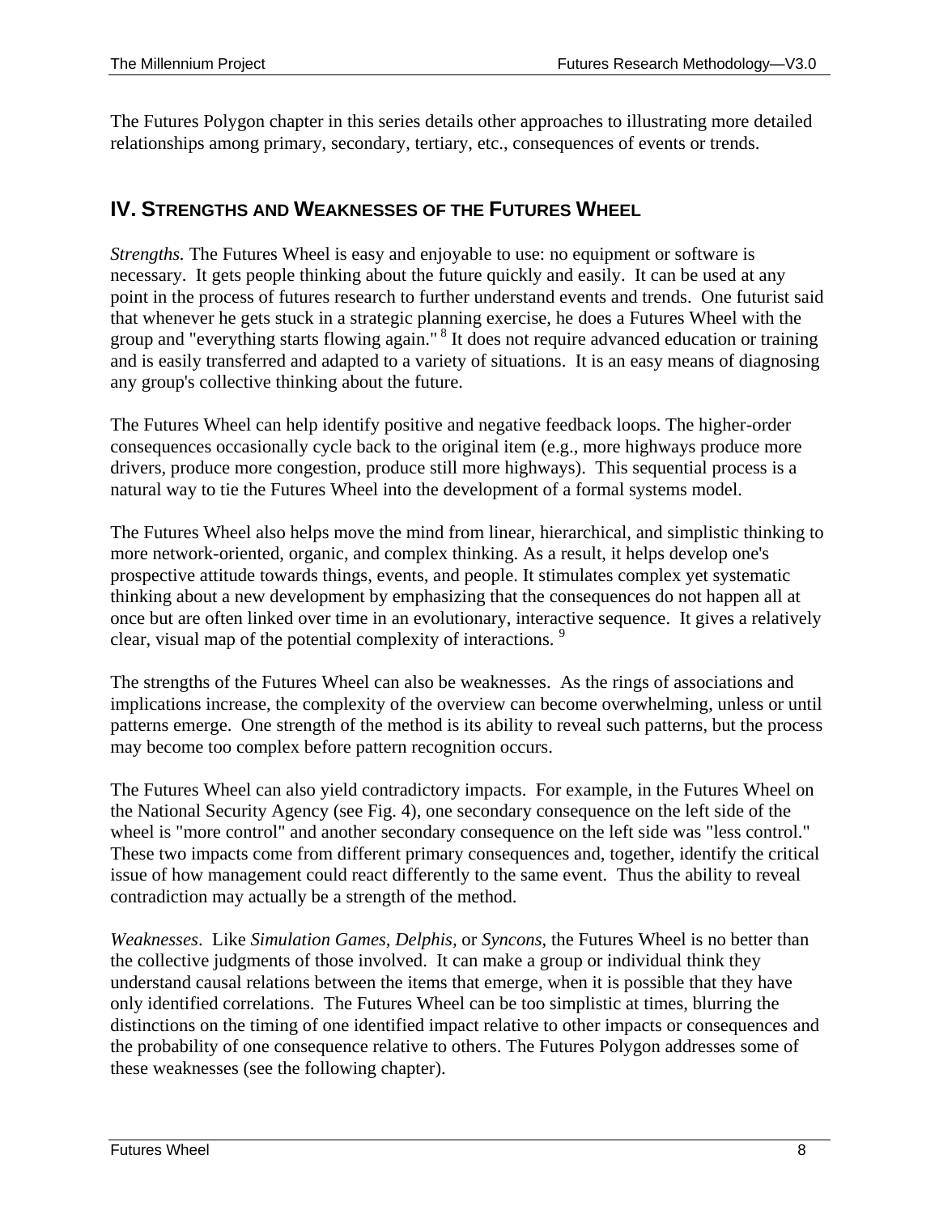The Futures Polygon chapter in this series details other approaches to illustrating more detailed relationships among primary, secondary, tertiary, etc., consequences of events or trends.

## IV. STRENGTHS AND WEAKNESSES OF THE FUTURES WHEEL

*Strengths.* The Futures Wheel is easy and enjoyable to use: no equipment or software is necessary. It gets people thinking about the future quickly and easily. It can be used at any point in the process of futures research to further understand events and trends. One futurist said that whenever he gets stuck in a strategic planning exercise, he does a Futures Wheel with the group and "everything starts flowing again." [8] It does not require advanced education or training and is easily transferred and adapted to a variety of situations. It is an easy means of diagnosing any group's collective thinking about the future.

The Futures Wheel can help identify positive and negative feedback loops. The higher-order consequences occasionally cycle back to the original item (e.g., more highways produce more drivers, produce more congestion, produce still more highways). This sequential process is a natural way to tie the Futures Wheel into the development of a formal systems model.

The Futures Wheel also helps move the mind from linear, hierarchical, and simplistic thinking to more network-oriented, organic, and complex thinking. As a result, it helps develop one's prospective attitude towards things, events, and people. It stimulates complex yet systematic thinking about a new development by emphasizing that the consequences do not happen all at once but are often linked over time in an evolutionary, interactive sequence. It gives a relatively clear, visual map of the potential complexity of interactions. [9]

The strengths of the Futures Wheel can also be weaknesses. As the rings of associations and implications increase, the complexity of the overview can become overwhelming, unless or until patterns emerge. One strength of the method is its ability to reveal such patterns, but the process may become too complex before pattern recognition occurs.

The Futures Wheel can also yield contradictory impacts. For example, in the Futures Wheel on the National Security Agency (see Fig. 4), one secondary consequence on the left side of the wheel is "more control" and another secondary consequence on the left side was "less control." These two impacts come from different primary consequences and, together, identify the critical issue of how management could react differently to the same event. Thus the ability to reveal contradiction may actually be a strength of the method.

*Weaknesses*. Like *Simulation Games, Delphis,* or *Syncons*, the Futures Wheel is no better than the collective judgments of those involved. It can make a group or individual think they understand causal relations between the items that emerge, when it is possible that they have only identified correlations. The Futures Wheel can be too simplistic at times, blurring the distinctions on the timing of one identified impact relative to other impacts or consequences and the probability of one consequence relative to others. The Futures Polygon addresses some of these weaknesses (see the following chapter).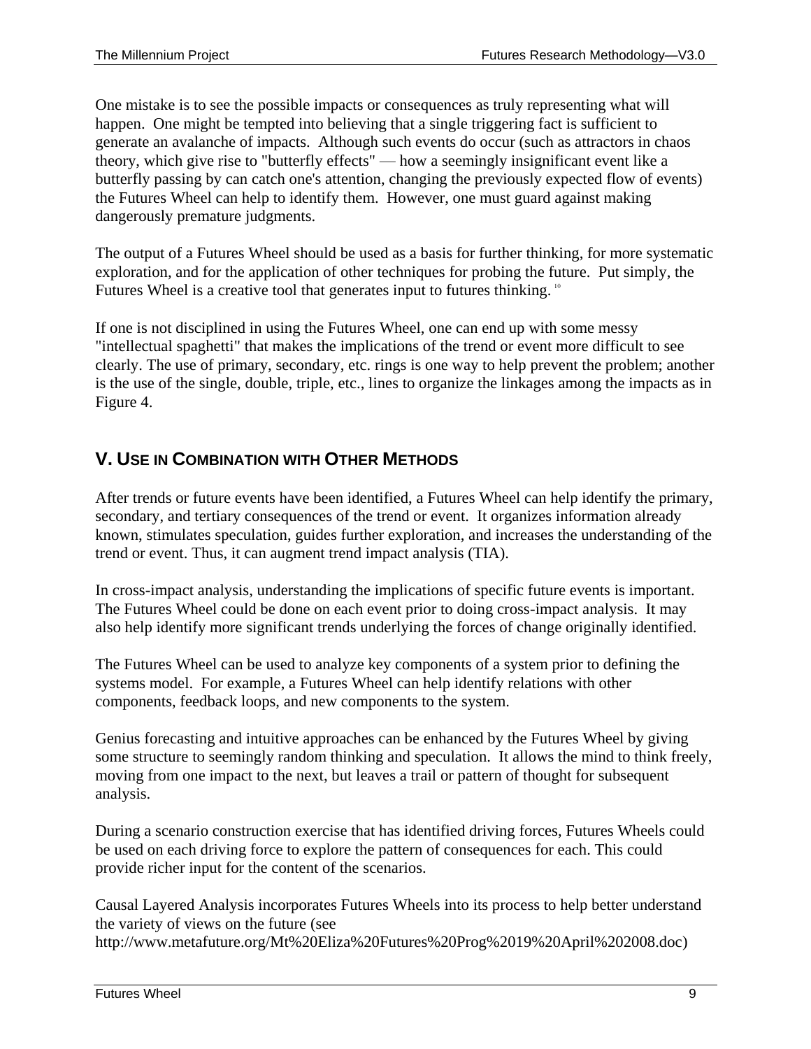One mistake is to see the possible impacts or consequences as truly representing what will happen. One might be tempted into believing that a single triggering fact is sufficient to generate an avalanche of impacts. Although such events do occur (such as attractors in chaos theory, which give rise to "butterfly effects" — how a seemingly insignificant event like a butterfly passing by can catch one's attention, changing the previously expected flow of events) the Futures Wheel can help to identify them. However, one must guard against making dangerously premature judgments.

The output of a Futures Wheel should be used as a basis for further thinking, for more systematic exploration, and for the application of other techniques for probing the future. Put simply, the Futures Wheel is a creative tool that generates input to futures thinking. [10]

If one is not disciplined in using the Futures Wheel, one can end up with some messy "intellectual spaghetti" that makes the implications of the trend or event more difficult to see clearly. The use of primary, secondary, etc. rings is one way to help prevent the problem; another is the use of the single, double, triple, etc., lines to organize the linkages among the impacts as in Figure 4.

## V. Use in Combination with Other Methods

After trends or future events have been identified, a Futures Wheel can help identify the primary, secondary, and tertiary consequences of the trend or event. It organizes information already known, stimulates speculation, guides further exploration, and increases the understanding of the trend or event. Thus, it can augment trend impact analysis (TIA).

In cross-impact analysis, understanding the implications of specific future events is important. The Futures Wheel could be done on each event prior to doing cross-impact analysis. It may also help identify more significant trends underlying the forces of change originally identified.

The Futures Wheel can be used to analyze key components of a system prior to defining the systems model. For example, a Futures Wheel can help identify relations with other components, feedback loops, and new components to the system.

Genius forecasting and intuitive approaches can be enhanced by the Futures Wheel by giving some structure to seemingly random thinking and speculation. It allows the mind to think freely, moving from one impact to the next, but leaves a trail or pattern of thought for subsequent analysis.

During a scenario construction exercise that has identified driving forces, Futures Wheels could be used on each driving force to explore the pattern of consequences for each. This could provide richer input for the content of the scenarios.

Causal Layered Analysis incorporates Futures Wheels into its process to help better understand the variety of views on the future (see http://www.metafuture.org/Mt%20Eliza%20Futures%20Prog%2019%20April%202008.doc)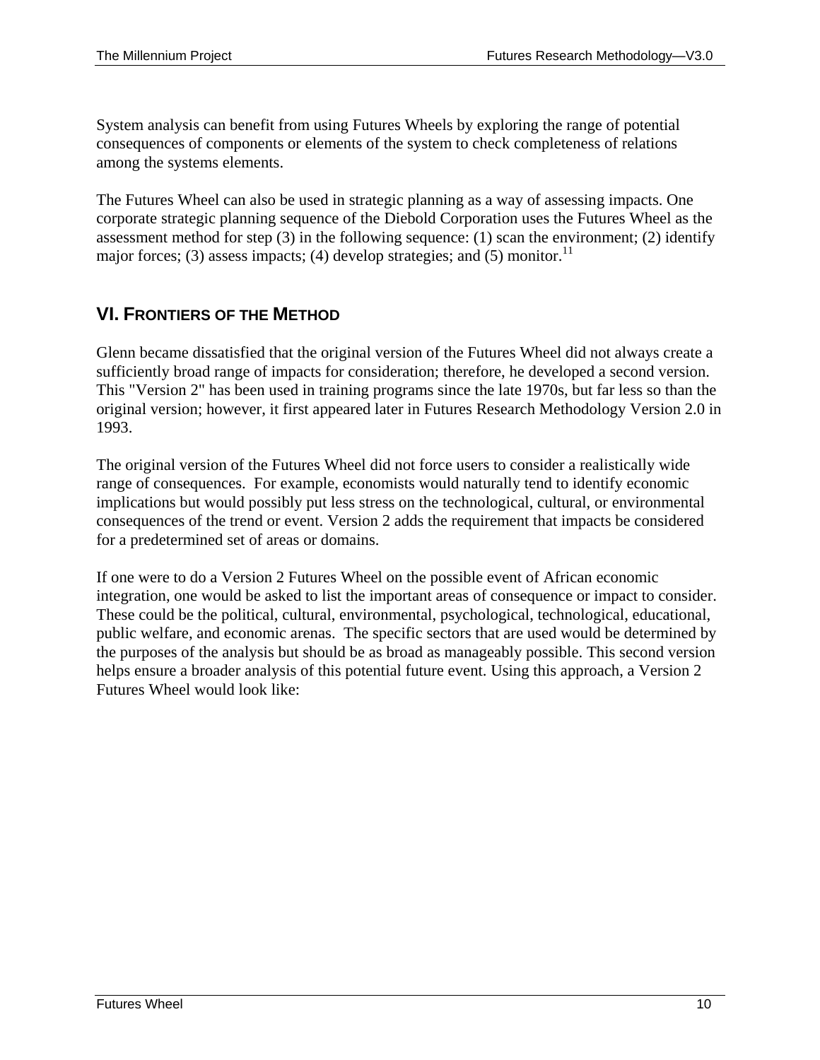System analysis can benefit from using Futures Wheels by exploring the range of potential consequences of components or elements of the system to check completeness of relations among the systems elements.

The Futures Wheel can also be used in strategic planning as a way of assessing impacts. One corporate strategic planning sequence of the Diebold Corporation uses the Futures Wheel as the assessment method for step (3) in the following sequence: (1) scan the environment; (2) identify major forces; (3) assess impacts; (4) develop strategies; and (5) monitor.[11]

## VI. Frontiers of the Method

Glenn became dissatisfied that the original version of the Futures Wheel did not always create a sufficiently broad range of impacts for consideration; therefore, he developed a second version. This "Version 2" has been used in training programs since the late 1970s, but far less so than the original version; however, it first appeared later in Futures Research Methodology Version 2.0 in 1993.

The original version of the Futures Wheel did not force users to consider a realistically wide range of consequences. For example, economists would naturally tend to identify economic implications but would possibly put less stress on the technological, cultural, or environmental consequences of the trend or event. Version 2 adds the requirement that impacts be considered for a predetermined set of areas or domains.

If one were to do a Version 2 Futures Wheel on the possible event of African economic integration, one would be asked to list the important areas of consequence or impact to consider. These could be the political, cultural, environmental, psychological, technological, educational, public welfare, and economic arenas. The specific sectors that are used would be determined by the purposes of the analysis but should be as broad as manageably possible. This second version helps ensure a broader analysis of this potential future event. Using this approach, a Version 2 Futures Wheel would look like: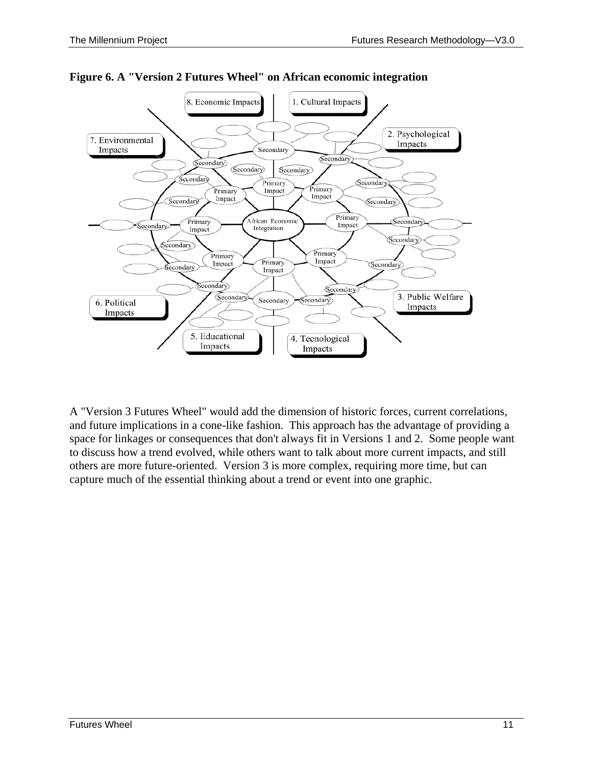**Figure 6. A "Version 2 Futures Wheel" on African economic integration**

8. Economic Impacts
1. Cultural Impacts
2. Psychological Impacts
3. Public Welfare Impacts
4. Tecnological Impacts
5. Educational Impacts
6. Political Impacts
7. Environmental Impacts

African Economic Integration

A "Version 3 Futures Wheel" would add the dimension of historic forces, current correlations, and future implications in a cone-like fashion. This approach has the advantage of providing a space for linkages or consequences that don't always fit in Versions 1 and 2. Some people want to discuss how a trend evolved, while others want to talk about more current impacts, and still others are more future-oriented. Version 3 is more complex, requiring more time, but can capture much of the essential thinking about a trend or event into one graphic.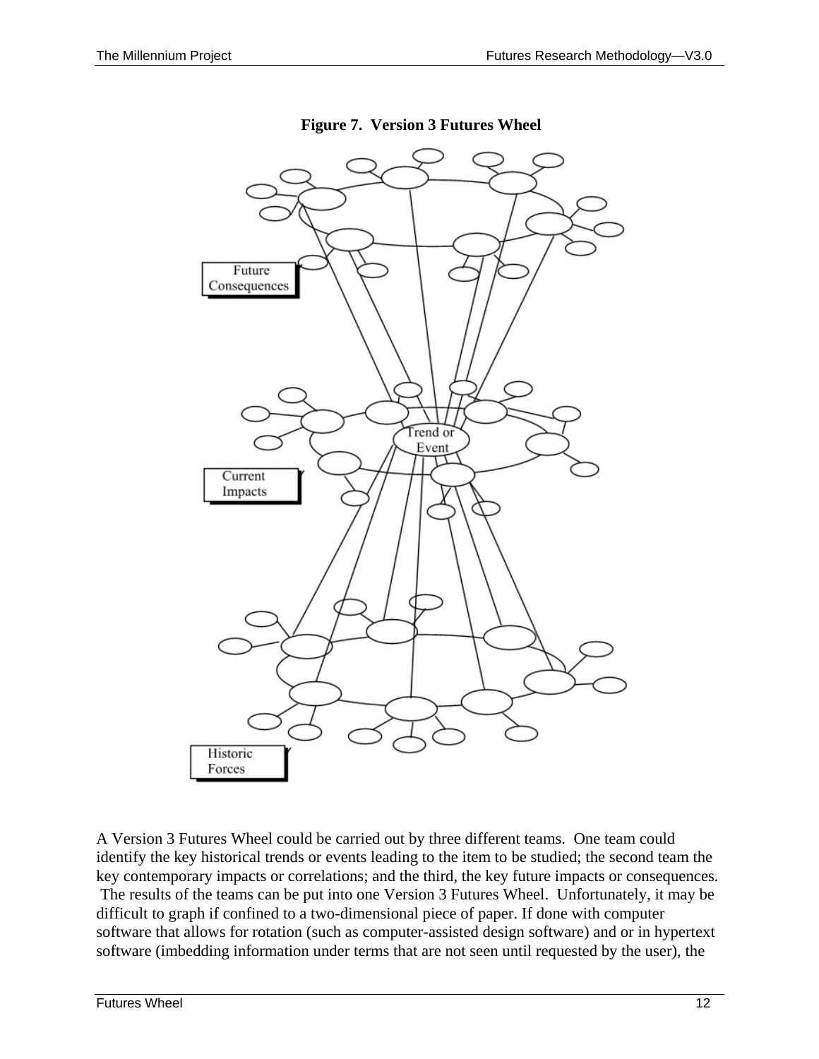**Figure 7. Version 3 Futures Wheel**

Future Consequences

Trend or Event

Current Impacts

Historic Forces

A Version 3 Futures Wheel could be carried out by three different teams. One team could identify the key historical trends or events leading to the item to be studied; the second team the key contemporary impacts or correlations; and the third, the key future impacts or consequences. The results of the teams can be put into one Version 3 Futures Wheel. Unfortunately, it may be difficult to graph if confined to a two-dimensional piece of paper. If done with computer software that allows for rotation (such as computer-assisted design software) and or in hypertext software (imbedding information under terms that are not seen until requested by the user), the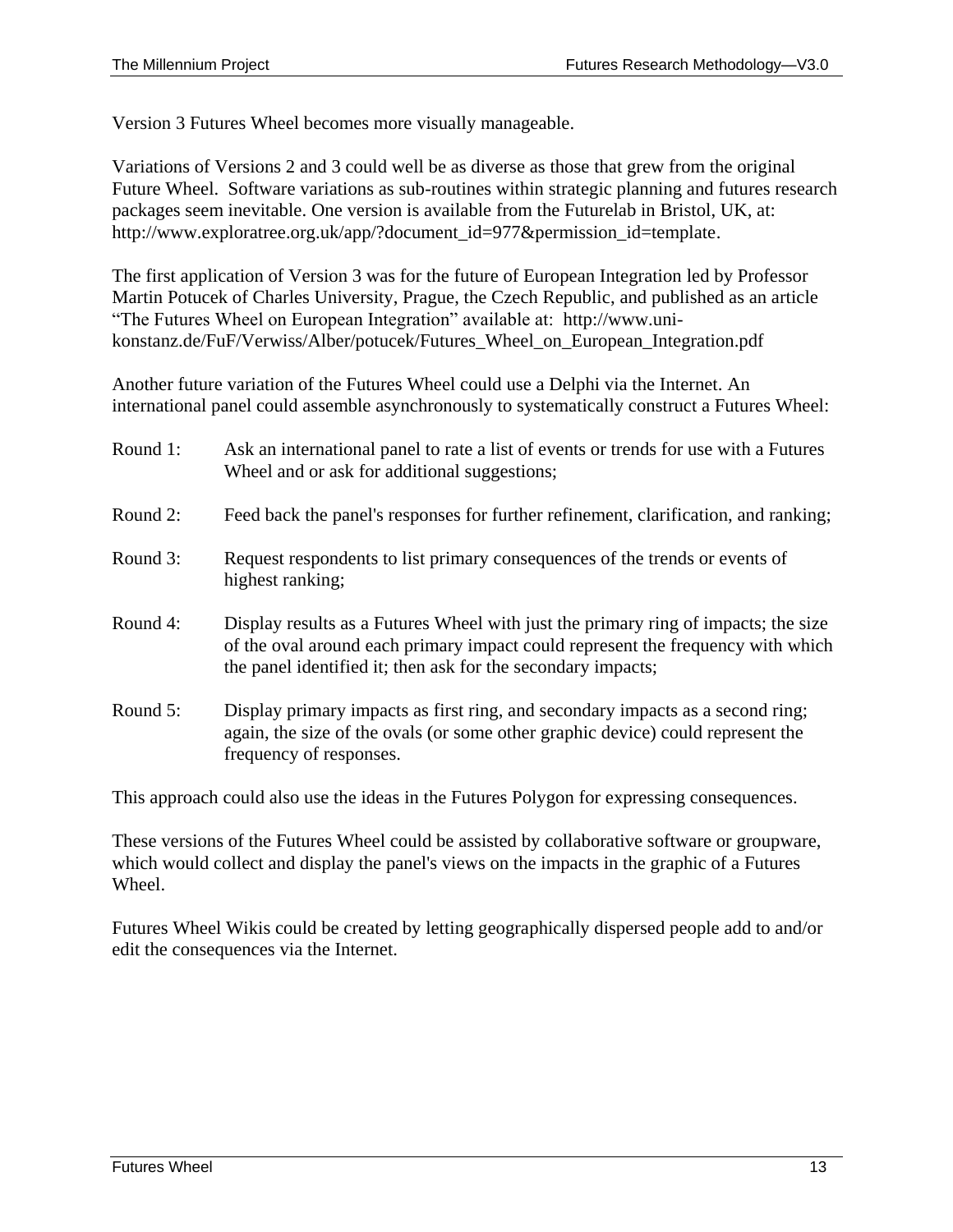Version 3 Futures Wheel becomes more visually manageable.

Variations of Versions 2 and 3 could well be as diverse as those that grew from the original Future Wheel. Software variations as sub-routines within strategic planning and futures research packages seem inevitable. One version is available from the Futurelab in Bristol, UK, at: http://www.exploratree.org.uk/app/?document_id=977&permission_id=template.

The first application of Version 3 was for the future of European Integration led by Professor Martin Potucek of Charles University, Prague, the Czech Republic, and published as an article "The Futures Wheel on European Integration" available at: http://www.uni-konstanz.de/FuF/Verwiss/Alber/potucek/Futures_Wheel_on_European_Integration.pdf

Another future variation of the Futures Wheel could use a Delphi via the Internet. An international panel could assemble asynchronously to systematically construct a Futures Wheel:

Round 1: Ask an international panel to rate a list of events or trends for use with a Futures Wheel and or ask for additional suggestions;

Round 2: Feed back the panel's responses for further refinement, clarification, and ranking;

Round 3: Request respondents to list primary consequences of the trends or events of highest ranking;

Round 4: Display results as a Futures Wheel with just the primary ring of impacts; the size of the oval around each primary impact could represent the frequency with which the panel identified it; then ask for the secondary impacts;

Round 5: Display primary impacts as first ring, and secondary impacts as a second ring; again, the size of the ovals (or some other graphic device) could represent the frequency of responses.

This approach could also use the ideas in the Futures Polygon for expressing consequences.

These versions of the Futures Wheel could be assisted by collaborative software or groupware, which would collect and display the panel's views on the impacts in the graphic of a Futures Wheel.

Futures Wheel Wikis could be created by letting geographically dispersed people add to and/or edit the consequences via the Internet.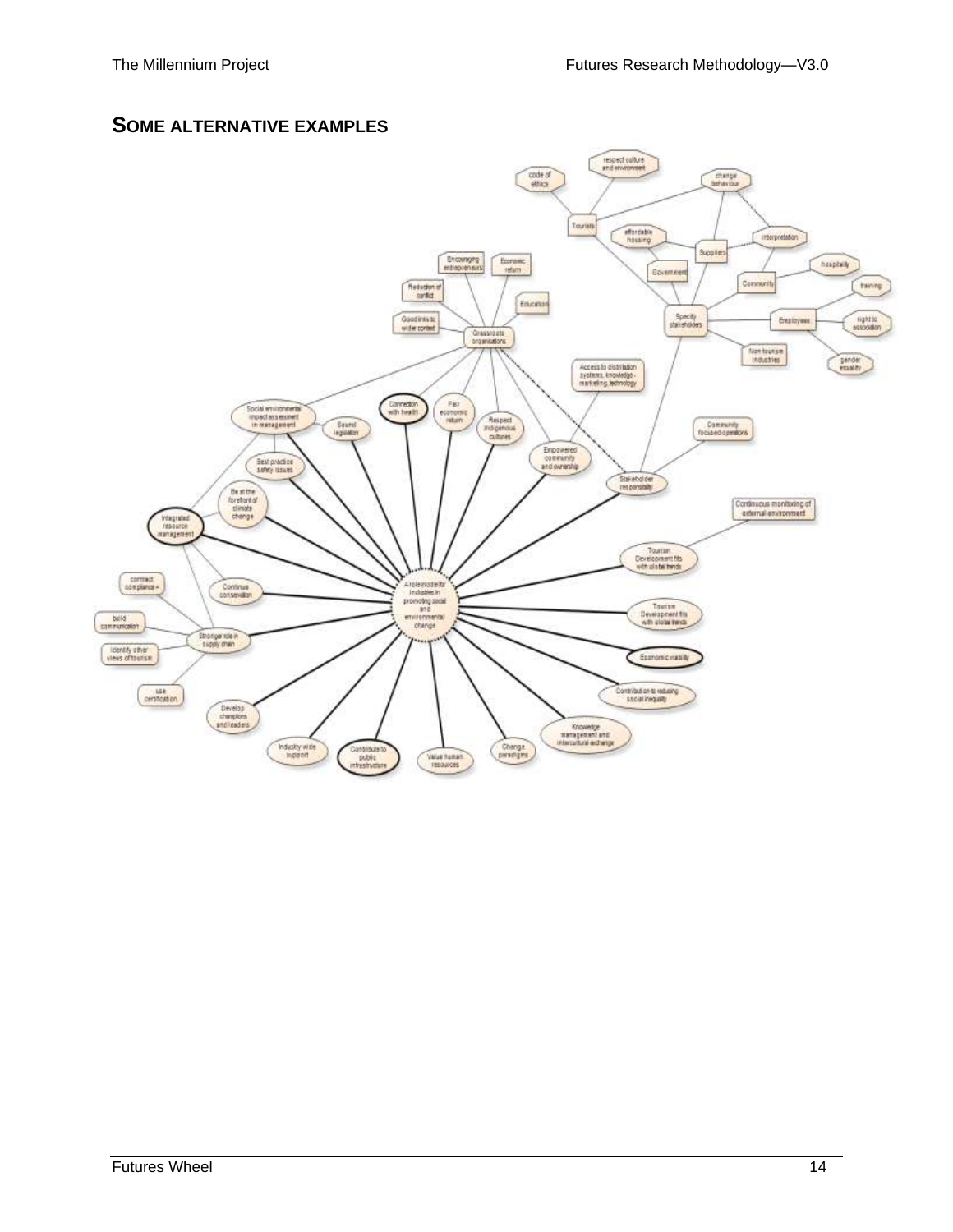## SOME ALTERNATIVE EXAMPLES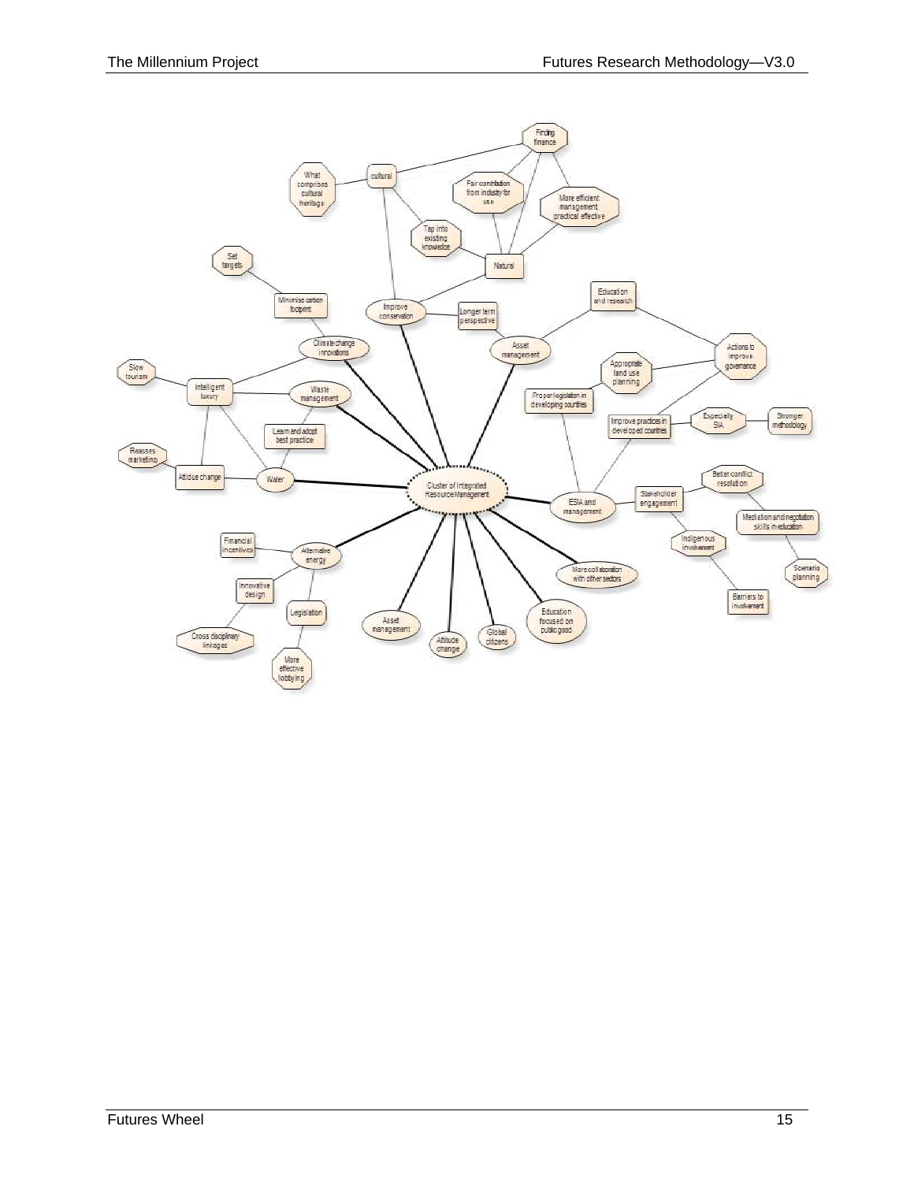- Cluster of Integrated Resource Management
  - Improve conservation
    - cultural
      - What comprises cultural heritage
      - Finding finance
        - Fair contribution from industry for use
        - More efficient management, practical effective
      - Tap into existing knowledge
    - Natural
  - Asset management
    - Longer term perspective
    - Education and research
      - Actions to improve governance
        - Appropriate land use planning
        - Improve practices in developed countries
  - Climate change innovations
    - Minimise carbon footprint
      - Set targets
    - Intelligent luxury
  - Waste management
    - Intelligent luxury
    - Learn and adopt best practice
  - Water
    - Learn and adopt best practice
    - Intelligent luxury
      - Slow tourism
    - Attitude change
      - Reasses marketing
  - Alternative energy
    - Financial incentives
    - Innovative design
      - Cross disciplinary linkages
    - Legislation
      - More effective lobbying
  - Asset management
  - Attitude change
  - Global citizens
  - Education focused on public good
  - More collaboration with other sectors
  - ESIA and management
    - Proper legislation in developing countries
      - Appropriate land use planning
    - Improve practices in developed countries
      - Especially SIA
        - Stronger methodology
    - Stakeholder engagement
      - Better conflict resolution
        - Mediation and negotiation skills in education
          - Scenario planning
      - Indigenous involvement
        - Barriers to involvement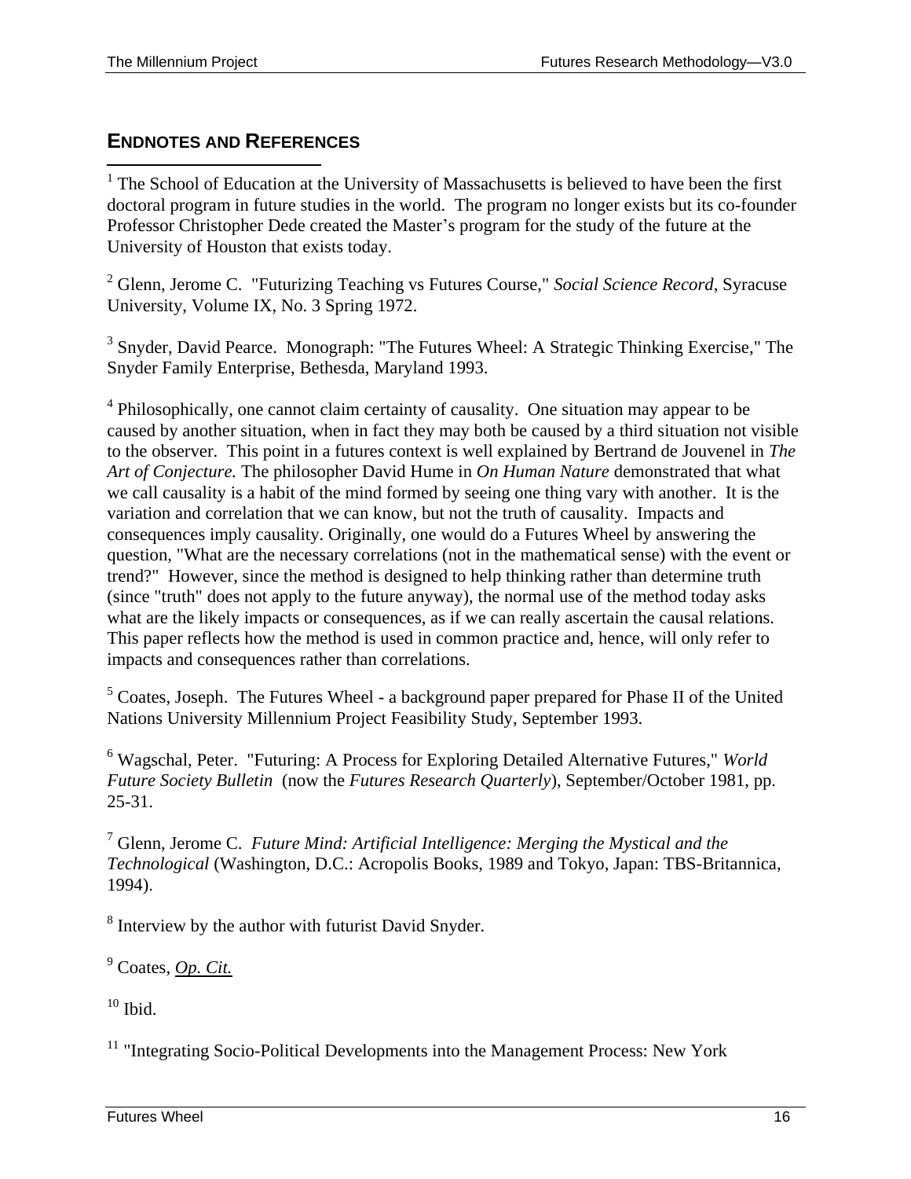## ENDNOTES AND REFERENCES

[1] The School of Education at the University of Massachusetts is believed to have been the first doctoral program in future studies in the world. The program no longer exists but its co-founder Professor Christopher Dede created the Master's program for the study of the future at the University of Houston that exists today.

[2] Glenn, Jerome C. "Futurizing Teaching vs Futures Course," *Social Science Record*, Syracuse University, Volume IX, No. 3 Spring 1972.

[3] Snyder, David Pearce. Monograph: "The Futures Wheel: A Strategic Thinking Exercise," The Snyder Family Enterprise, Bethesda, Maryland 1993.

[4] Philosophically, one cannot claim certainty of causality. One situation may appear to be caused by another situation, when in fact they may both be caused by a third situation not visible to the observer. This point in a futures context is well explained by Bertrand de Jouvenel in *The Art of Conjecture.* The philosopher David Hume in *On Human Nature* demonstrated that what we call causality is a habit of the mind formed by seeing one thing vary with another. It is the variation and correlation that we can know, but not the truth of causality. Impacts and consequences imply causality. Originally, one would do a Futures Wheel by answering the question, "What are the necessary correlations (not in the mathematical sense) with the event or trend?" However, since the method is designed to help thinking rather than determine truth (since "truth" does not apply to the future anyway), the normal use of the method today asks what are the likely impacts or consequences, as if we can really ascertain the causal relations. This paper reflects how the method is used in common practice and, hence, will only refer to impacts and consequences rather than correlations.

[5] Coates, Joseph. The Futures Wheel - a background paper prepared for Phase II of the United Nations University Millennium Project Feasibility Study, September 1993.

[6] Wagschal, Peter. "Futuring: A Process for Exploring Detailed Alternative Futures," *World Future Society Bulletin* (now the *Futures Research Quarterly*), September/October 1981, pp. 25-31.

[7] Glenn, Jerome C. *Future Mind: Artificial Intelligence: Merging the Mystical and the Technological* (Washington, D.C.: Acropolis Books, 1989 and Tokyo, Japan: TBS-Britannica, 1994).

[8] Interview by the author with futurist David Snyder.

[9] Coates, *Op. Cit.*

[10] Ibid.

[11] "Integrating Socio-Political Developments into the Management Process: New York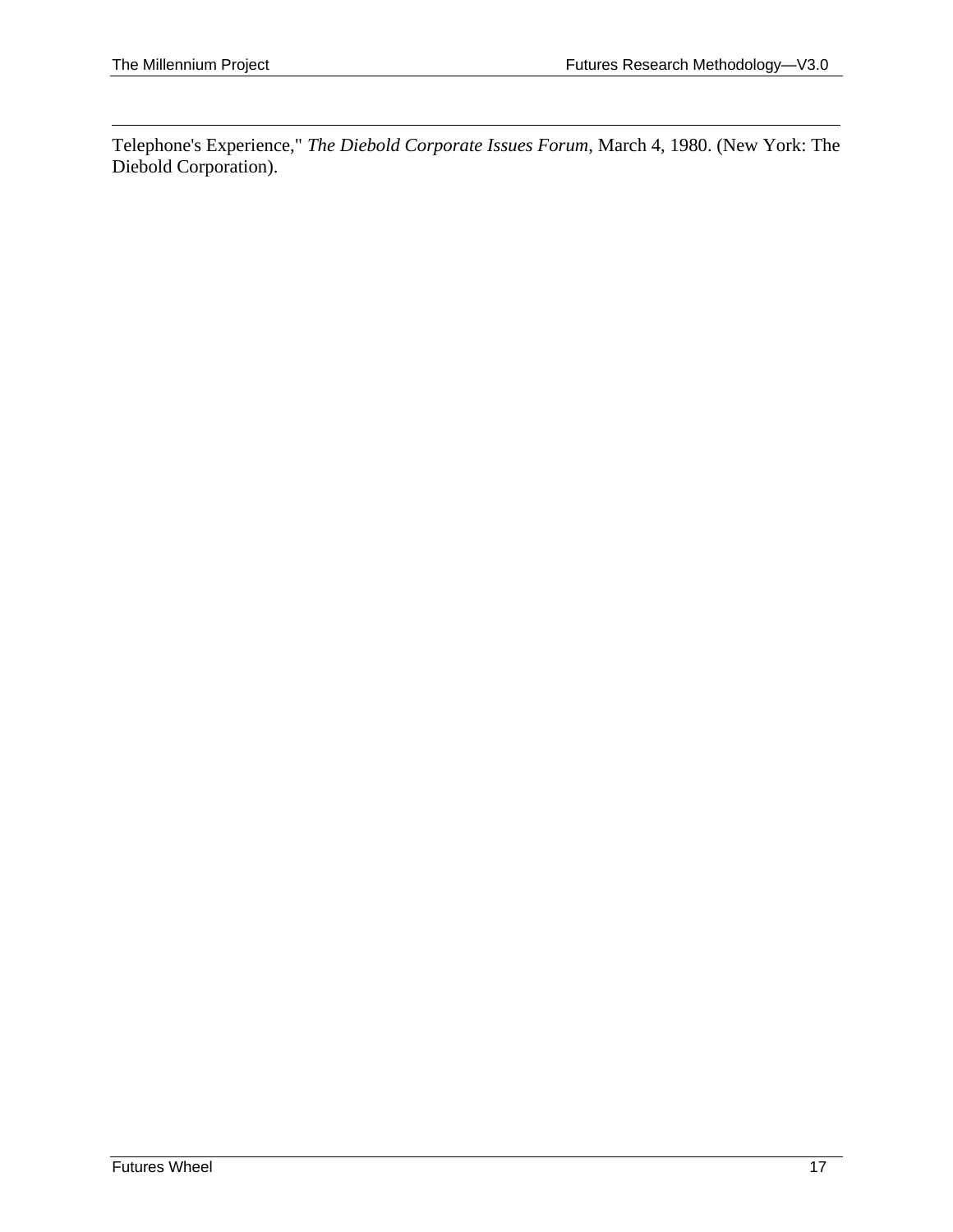Telephone's Experience," *The Diebold Corporate Issues Forum*, March 4, 1980. (New York: The Diebold Corporation).